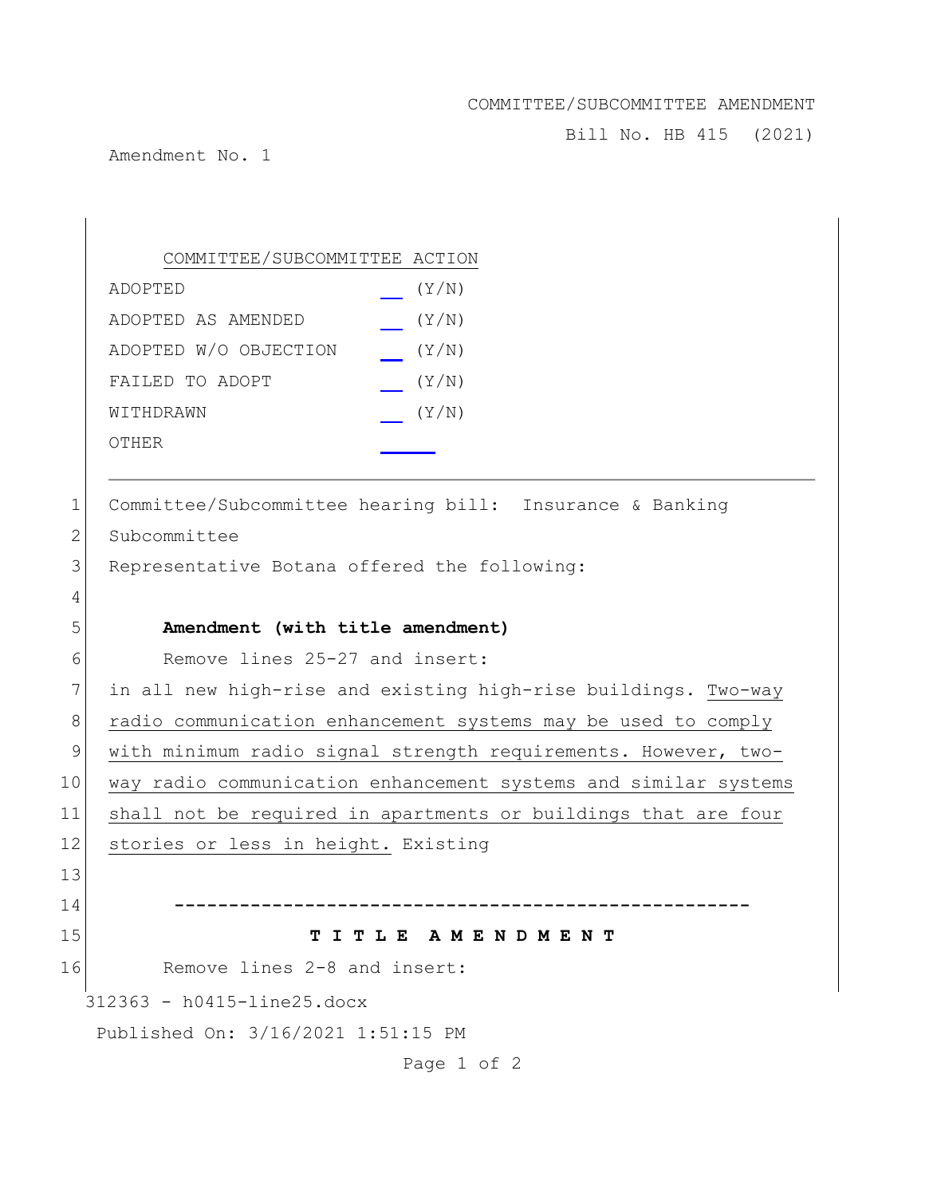COMMITTEE/SUBCOMMITTEE AMENDMENT

Bill No. HB 415 (2021)

Amendment No. 1

COMMITTEE/SUBCOMMITTEE ACTION

| | |
|---|---|
| ADOPTED | ___ (Y/N) |
| ADOPTED AS AMENDED | ___ (Y/N) |
| ADOPTED W/O OBJECTION | ___ (Y/N) |
| FAILED TO ADOPT | ___ (Y/N) |
| WITHDRAWN | ___ (Y/N) |
| OTHER | ______ |

1 Committee/Subcommittee hearing bill: Insurance & Banking
2 Subcommittee
3 Representative Botana offered the following:
4
5 **Amendment (with title amendment)**
6 Remove lines 25-27 and insert:
7 in all new high-rise and existing high-rise buildings. Two-way
8 radio communication enhancement systems may be used to comply
9 with minimum radio signal strength requirements. However, two-
10 way radio communication enhancement systems and similar systems
11 shall not be required in apartments or buildings that are four
12 stories or less in height. Existing
13
14 -----------------------------------------------------
15 **T I T L E A M E N D M E N T**
16 Remove lines 2-8 and insert:

312363 - h0415-line25.docx

Published On: 3/16/2021 1:51:15 PM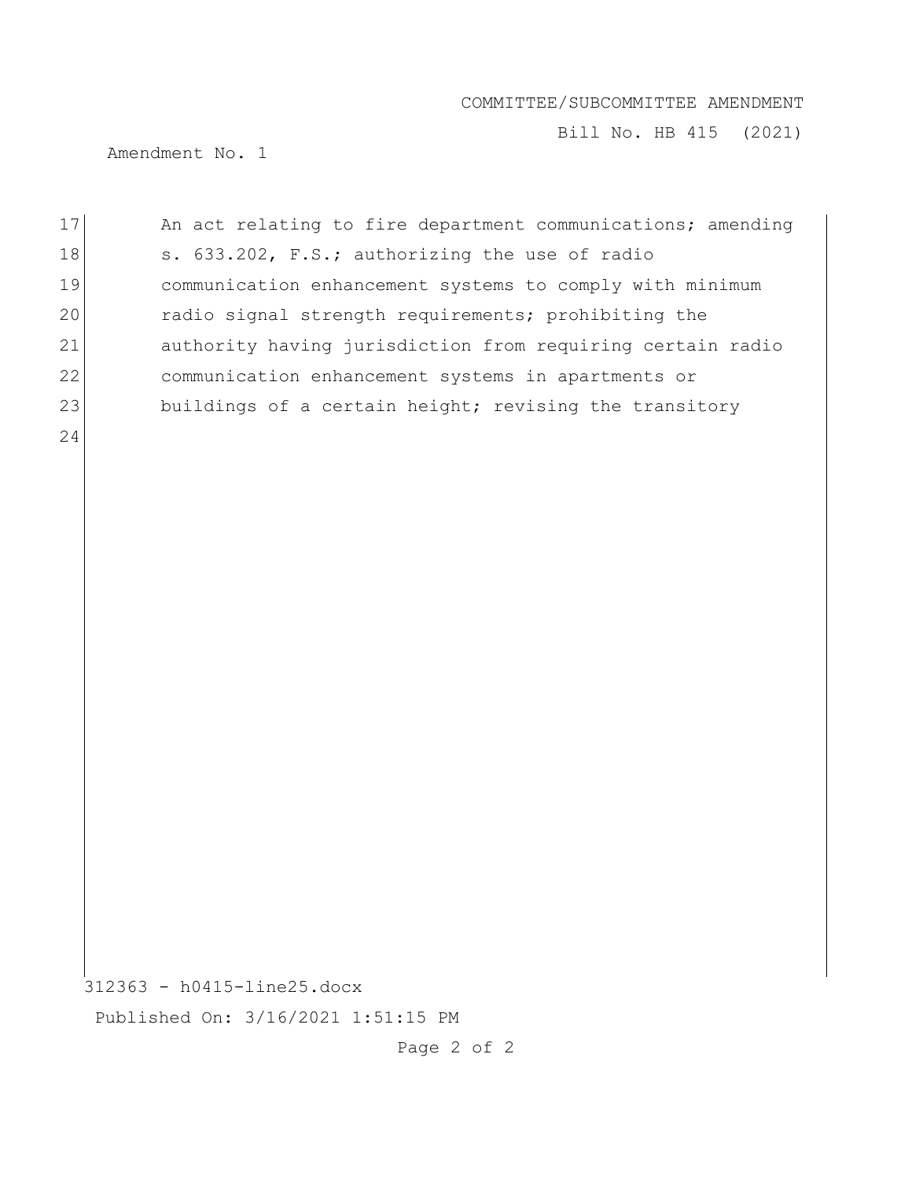COMMITTEE/SUBCOMMITTEE AMENDMENT

Bill No. HB 415 (2021)

Amendment No. 1

17 An act relating to fire department communications; amending
18 s. 633.202, F.S.; authorizing the use of radio
19 communication enhancement systems to comply with minimum
20 radio signal strength requirements; prohibiting the
21 authority having jurisdiction from requiring certain radio
22 communication enhancement systems in apartments or
23 buildings of a certain height; revising the transitory
24

312363 - h0415-line25.docx

Published On: 3/16/2021 1:51:15 PM